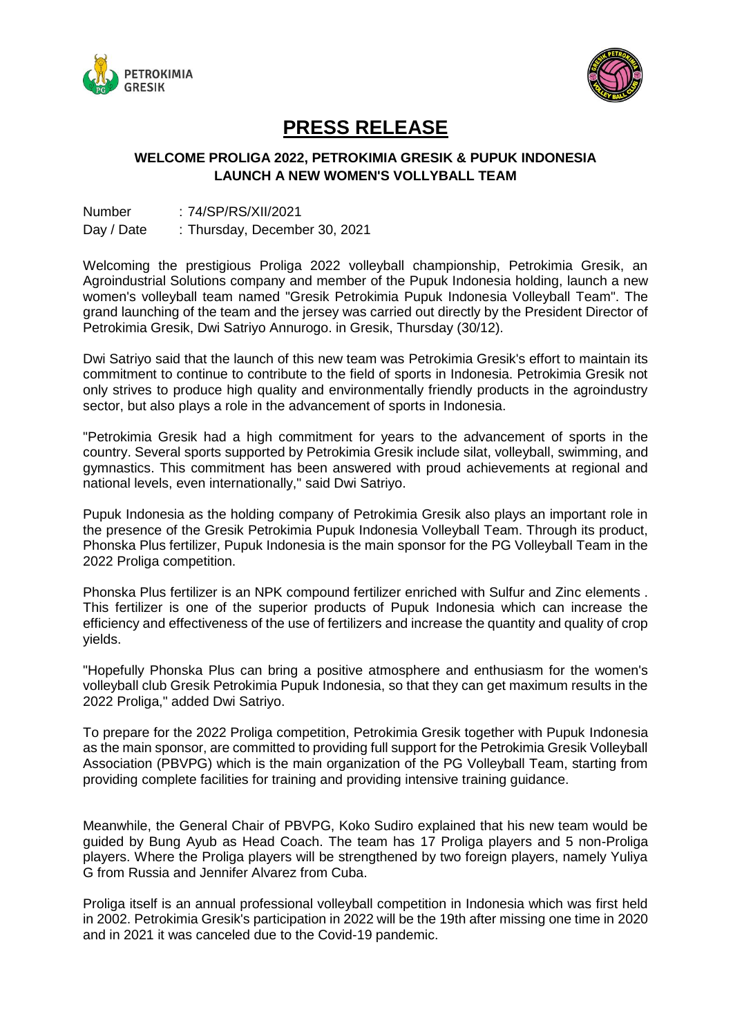# PRESS RELEASE

## WELCOME PROLIGA 2022, PETROKIMIA GRESIK & PUPUK INDONESIA LAUNCH A NEW WOMEN'S VOLLYBALL TEAM

Number : 74/SP/RS/XII/2021
Day / Date : Thursday, December 30, 2021

Welcoming the prestigious Proliga 2022 volleyball championship, Petrokimia Gresik, an Agroindustrial Solutions company and member of the Pupuk Indonesia holding, launch a new women's volleyball team named "Gresik Petrokimia Pupuk Indonesia Volleyball Team". The grand launching of the team and the jersey was carried out directly by the President Director of Petrokimia Gresik, Dwi Satriyo Annurogo. in Gresik, Thursday (30/12).

Dwi Satriyo said that the launch of this new team was Petrokimia Gresik's effort to maintain its commitment to continue to contribute to the field of sports in Indonesia. Petrokimia Gresik not only strives to produce high quality and environmentally friendly products in the agroindustry sector, but also plays a role in the advancement of sports in Indonesia.

"Petrokimia Gresik had a high commitment for years to the advancement of sports in the country. Several sports supported by Petrokimia Gresik include silat, volleyball, swimming, and gymnastics. This commitment has been answered with proud achievements at regional and national levels, even internationally," said Dwi Satriyo.

Pupuk Indonesia as the holding company of Petrokimia Gresik also plays an important role in the presence of the Gresik Petrokimia Pupuk Indonesia Volleyball Team. Through its product, Phonska Plus fertilizer, Pupuk Indonesia is the main sponsor for the PG Volleyball Team in the 2022 Proliga competition.

Phonska Plus fertilizer is an NPK compound fertilizer enriched with Sulfur and Zinc elements . This fertilizer is one of the superior products of Pupuk Indonesia which can increase the efficiency and effectiveness of the use of fertilizers and increase the quantity and quality of crop yields.

"Hopefully Phonska Plus can bring a positive atmosphere and enthusiasm for the women's volleyball club Gresik Petrokimia Pupuk Indonesia, so that they can get maximum results in the 2022 Proliga," added Dwi Satriyo.

To prepare for the 2022 Proliga competition, Petrokimia Gresik together with Pupuk Indonesia as the main sponsor, are committed to providing full support for the Petrokimia Gresik Volleyball Association (PBVPG) which is the main organization of the PG Volleyball Team, starting from providing complete facilities for training and providing intensive training guidance.

Meanwhile, the General Chair of PBVPG, Koko Sudiro explained that his new team would be guided by Bung Ayub as Head Coach. The team has 17 Proliga players and 5 non-Proliga players. Where the Proliga players will be strengthened by two foreign players, namely Yuliya G from Russia and Jennifer Alvarez from Cuba.

Proliga itself is an annual professional volleyball competition in Indonesia which was first held in 2002. Petrokimia Gresik's participation in 2022 will be the 19th after missing one time in 2020 and in 2021 it was canceled due to the Covid-19 pandemic.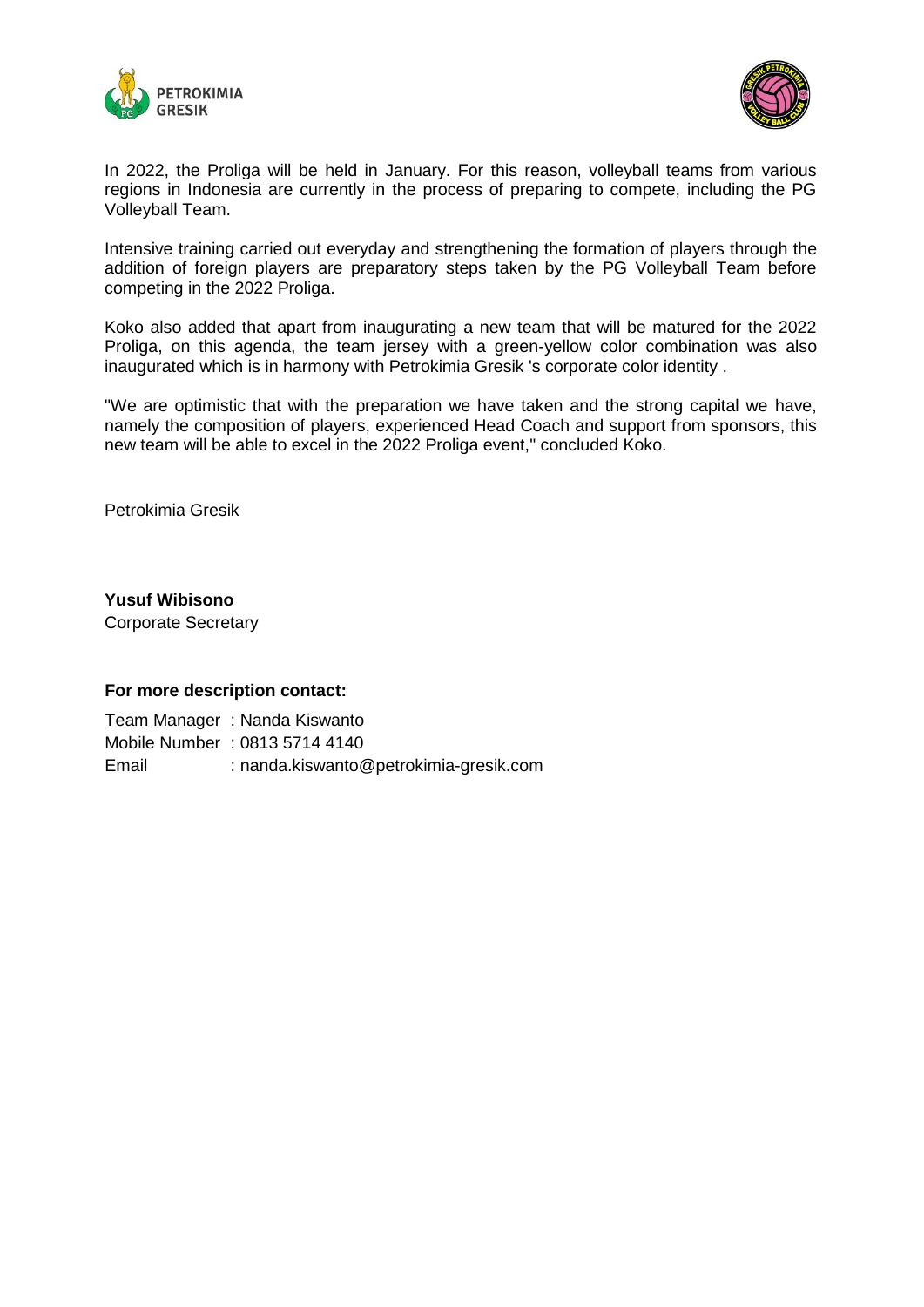In 2022, the Proliga will be held in January. For this reason, volleyball teams from various regions in Indonesia are currently in the process of preparing to compete, including the PG Volleyball Team.

Intensive training carried out everyday and strengthening the formation of players through the addition of foreign players are preparatory steps taken by the PG Volleyball Team before competing in the 2022 Proliga.

Koko also added that apart from inaugurating a new team that will be matured for the 2022 Proliga, on this agenda, the team jersey with a green-yellow color combination was also inaugurated which is in harmony with Petrokimia Gresik 's corporate color identity .

"We are optimistic that with the preparation we have taken and the strong capital we have, namely the composition of players, experienced Head Coach and support from sponsors, this new team will be able to excel in the 2022 Proliga event," concluded Koko.

Petrokimia Gresik

**Yusuf Wibisono**
Corporate Secretary

**For more description contact:**

Team Manager : Nanda Kiswanto
Mobile Number : 0813 5714 4140
Email : nanda.kiswanto@petrokimia-gresik.com